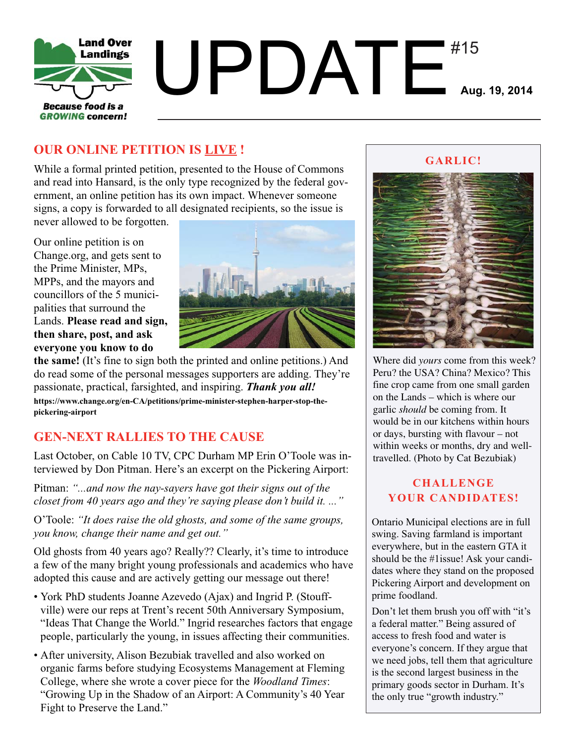Land Over Landings

Because food is a GROWING concern!

# UPDATE #15

Aug. 19, 2014

## OUR ONLINE PETITION IS LIVE !

While a formal printed petition, presented to the House of Commons and read into Hansard, is the only type recognized by the federal government, an online petition has its own impact. Whenever someone signs, a copy is forwarded to all designated recipients, so the issue is never allowed to be forgotten.

Our online petition is on Change.org, and gets sent to the Prime Minister, MPs, MPPs, and the mayors and councillors of the 5 municipalities that surround the Lands. **Please read and sign, then share, post, and ask everyone you know to do the same!** (It's fine to sign both the printed and online petitions.) And do read some of the personal messages supporters are adding. They're passionate, practical, farsighted, and inspiring. ***Thank you all!***

**https://www.change.org/en-CA/petitions/prime-minister-stephen-harper-stop-the-pickering-airport**

## GEN-NEXT RALLIES TO THE CAUSE

Last October, on Cable 10 TV, CPC Durham MP Erin O'Toole was interviewed by Don Pitman. Here's an excerpt on the Pickering Airport:

Pitman: *"...and now the nay-sayers have got their signs out of the closet from 40 years ago and they're saying please don't build it. ..."*

O'Toole: *"It does raise the old ghosts, and some of the same groups, you know, change their name and get out."*

Old ghosts from 40 years ago? Really?? Clearly, it's time to introduce a few of the many bright young professionals and academics who have adopted this cause and are actively getting our message out there!

- York PhD students Joanne Azevedo (Ajax) and Ingrid P. (Stouffville) were our reps at Trent's recent 50th Anniversary Symposium, "Ideas That Change the World." Ingrid researches factors that engage people, particularly the young, in issues affecting their communities.
- After university, Alison Bezubiak travelled and also worked on organic farms before studying Ecosystems Management at Fleming College, where she wrote a cover piece for the *Woodland Times*: "Growing Up in the Shadow of an Airport: A Community's 40 Year Fight to Preserve the Land."

## GARLIC!

Where did *yours* come from this week? Peru? the USA? China? Mexico? This fine crop came from one small garden on the Lands – which is where our garlic *should* be coming from. It would be in our kitchens within hours or days, bursting with flavour – not within weeks or months, dry and well-travelled. (Photo by Cat Bezubiak)

## CHALLENGE YOUR CANDIDATES!

Ontario Municipal elections are in full swing. Saving farmland is important everywhere, but in the eastern GTA it should be the #1issue! Ask your candidates where they stand on the proposed Pickering Airport and development on prime foodland.

Don't let them brush you off with "it's a federal matter." Being assured of access to fresh food and water is everyone's concern. If they argue that we need jobs, tell them that agriculture is the second largest business in the primary goods sector in Durham. It's the only true "growth industry."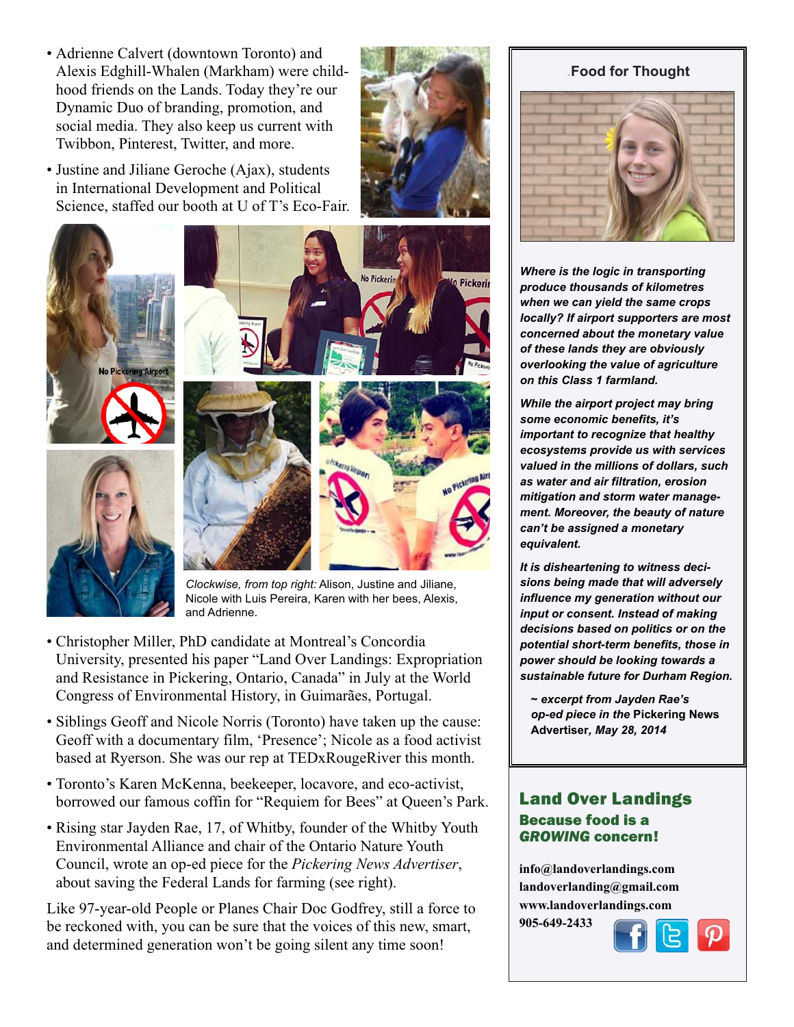- Adrienne Calvert (downtown Toronto) and Alexis Edghill-Whalen (Markham) were childhood friends on the Lands. Today they're our Dynamic Duo of branding, promotion, and social media. They also keep us current with Twibbon, Pinterest, Twitter, and more.
- Justine and Jiliane Geroche (Ajax), students in International Development and Political Science, staffed our booth at U of T's Eco-Fair.

*Clockwise, from top right:* Alison, Justine and Jiliane, Nicole with Luis Pereira, Karen with her bees, Alexis, and Adrienne.

- Christopher Miller, PhD candidate at Montreal's Concordia University, presented his paper "Land Over Landings: Expropriation and Resistance in Pickering, Ontario, Canada" in July at the World Congress of Environmental History, in Guimarães, Portugal.
- Siblings Geoff and Nicole Norris (Toronto) have taken up the cause: Geoff with a documentary film, 'Presence'; Nicole as a food activist based at Ryerson. She was our rep at TEDxRougeRiver this month.
- Toronto's Karen McKenna, beekeeper, locavore, and eco-activist, borrowed our famous coffin for "Requiem for Bees" at Queen's Park.
- Rising star Jayden Rae, 17, of Whitby, founder of the Whitby Youth Environmental Alliance and chair of the Ontario Nature Youth Council, wrote an op-ed piece for the *Pickering News Advertiser*, about saving the Federal Lands for farming (see right).

Like 97-year-old People or Planes Chair Doc Godfrey, still a force to be reckoned with, you can be sure that the voices of this new, smart, and determined generation won't be going silent any time soon!

## Food for Thought

***Where is the logic in transporting produce thousands of kilometres when we can yield the same crops locally? If airport supporters are most concerned about the monetary value of these lands they are obviously overlooking the value of agriculture on this Class 1 farmland.***

***While the airport project may bring some economic benefits, it's important to recognize that healthy ecosystems provide us with services valued in the millions of dollars, such as water and air filtration, erosion mitigation and storm water management. Moreover, the beauty of nature can't be assigned a monetary equivalent.***

***It is disheartening to witness decisions being made that will adversely influence my generation without our input or consent. Instead of making decisions based on politics or on the potential short-term benefits, those in power should be looking towards a sustainable future for Durham Region.***

***~ excerpt from Jayden Rae's op-ed piece in the*** **Pickering News Advertiser*****, May 28, 2014***

## Land Over Landings

**Because food is a *GROWING* concern!**

**info@landoverlandings.com**
**landoverlanding@gmail.com**
**www.landoverlandings.com**
**905-649-2433**